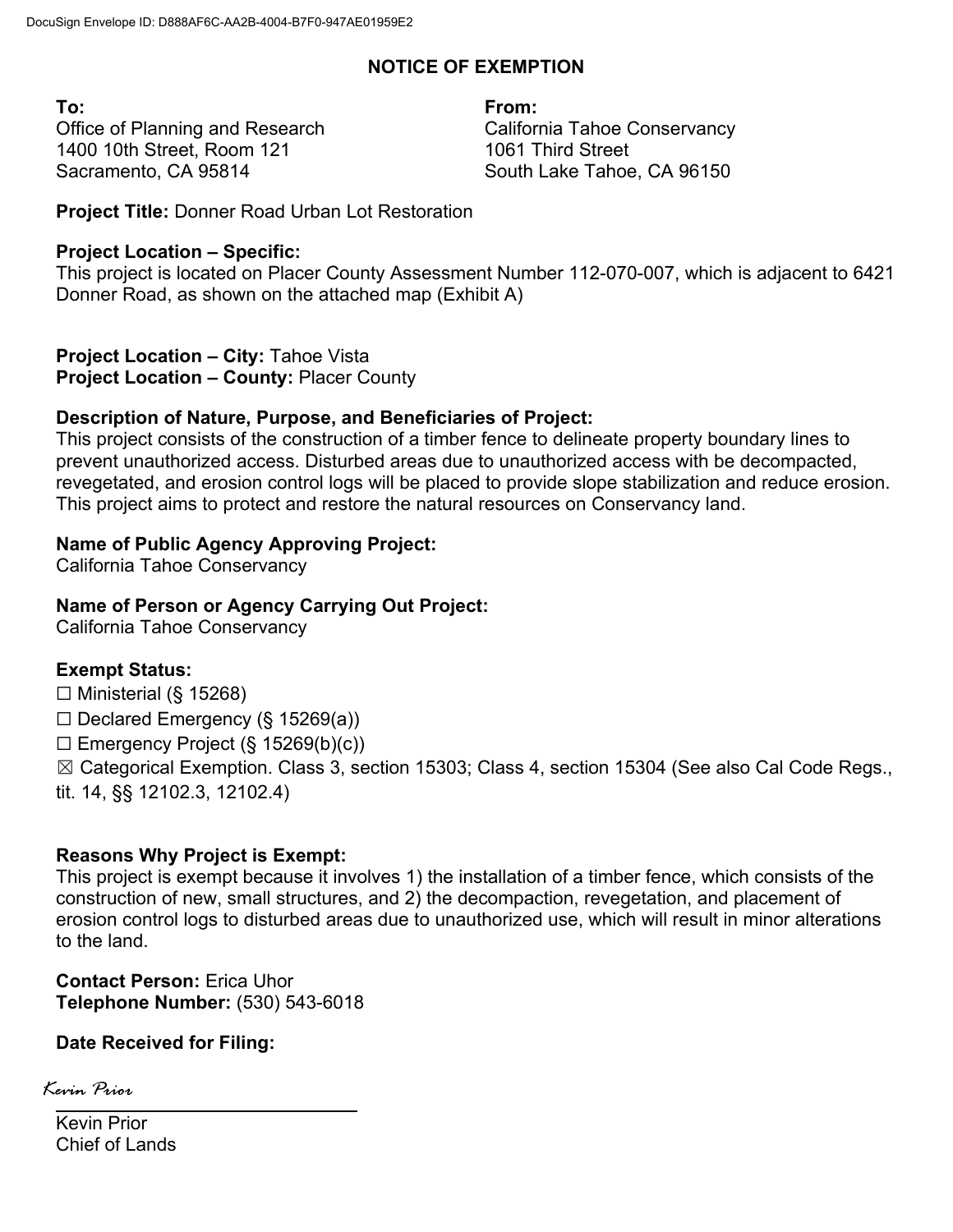DocuSign Envelope ID: D888AF6C-AA2B-4004-B7F0-947AE01959E2

# NOTICE OF EXEMPTION

**To:**
Office of Planning and Research
1400 10th Street, Room 121
Sacramento, CA 95814

**From:**
California Tahoe Conservancy
1061 Third Street
South Lake Tahoe, CA 96150

**Project Title:** Donner Road Urban Lot Restoration

**Project Location – Specific:**
This project is located on Placer County Assessment Number 112-070-007, which is adjacent to 6421 Donner Road, as shown on the attached map (Exhibit A)

**Project Location – City:** Tahoe Vista
**Project Location – County:** Placer County

**Description of Nature, Purpose, and Beneficiaries of Project:**
This project consists of the construction of a timber fence to delineate property boundary lines to prevent unauthorized access. Disturbed areas due to unauthorized access with be decompacted, revegetated, and erosion control logs will be placed to provide slope stabilization and reduce erosion. This project aims to protect and restore the natural resources on Conservancy land.

**Name of Public Agency Approving Project:**
California Tahoe Conservancy

**Name of Person or Agency Carrying Out Project:**
California Tahoe Conservancy

**Exempt Status:**
☐ Ministerial (§ 15268)
☐ Declared Emergency (§ 15269(a))
☐ Emergency Project (§ 15269(b)(c))
☒ Categorical Exemption. Class 3, section 15303; Class 4, section 15304 (See also Cal Code Regs., tit. 14, §§ 12102.3, 12102.4)

**Reasons Why Project is Exempt:**
This project is exempt because it involves 1) the installation of a timber fence, which consists of the construction of new, small structures, and 2) the decompaction, revegetation, and placement of erosion control logs to disturbed areas due to unauthorized use, which will result in minor alterations to the land.

**Contact Person:** Erica Uhor
**Telephone Number:** (530) 543-6018

**Date Received for Filing:**

*Kevin Prior*

Kevin Prior
Chief of Lands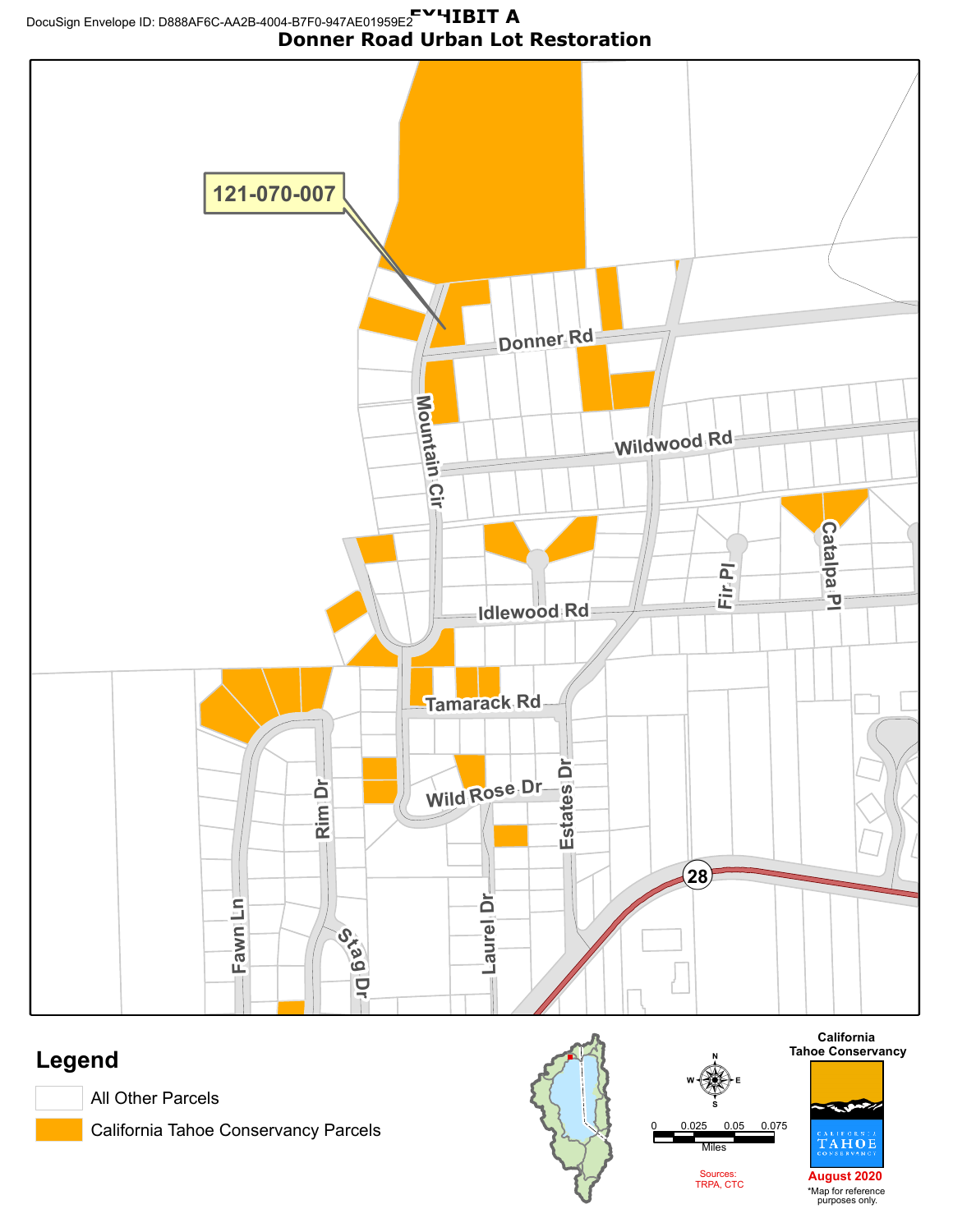DocuSign Envelope ID: D888AF6C-AA2B-4004-B7F0-947AE01959E2

# EXHIBIT A
## Donner Road Urban Lot Restoration

121-070-007

Donner Rd

Mountain Cir

Wildwood Rd

Idlewood Rd

Fir Pl

Catalpa Pl

Tamarack Rd

Wild Rose Dr

Estates Dr

Rim Dr

Fawn Ln

Stag Dr

Laurel Dr

28

## Legend

All Other Parcels

California Tahoe Conservancy Parcels

N
W E
S

0 0.025 0.05 0.075
Miles

Sources:
TRPA, CTC

California Tahoe Conservancy

CALIFORNIA TAHOE CONSERVANCY

August 2020

*Map for reference purposes only.